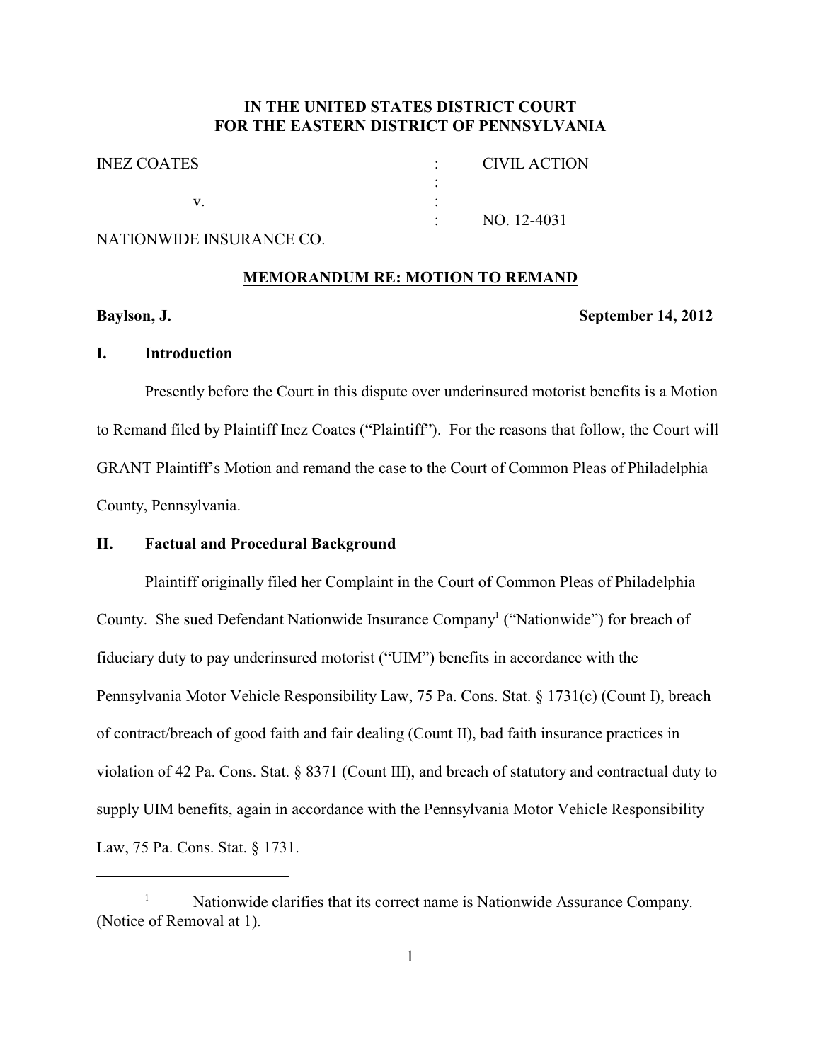# IN THE UNITED STATES DISTRICT COURT FOR THE EASTERN DISTRICT OF PENNSYLVANIA

| | | |
|---|---|---|
| INEZ COATES | : | CIVIL ACTION |
| | : | |
| v. | : | |
| | : | NO. 12-4031 |
| NATIONWIDE INSURANCE CO. | | |

## MEMORANDUM RE: MOTION TO REMAND

**Baylson, J.** **September 14, 2012**

## I. Introduction

Presently before the Court in this dispute over underinsured motorist benefits is a Motion to Remand filed by Plaintiff Inez Coates ("Plaintiff"). For the reasons that follow, the Court will GRANT Plaintiff's Motion and remand the case to the Court of Common Pleas of Philadelphia County, Pennsylvania.

## II. Factual and Procedural Background

Plaintiff originally filed her Complaint in the Court of Common Pleas of Philadelphia County. She sued Defendant Nationwide Insurance Company[1] ("Nationwide") for breach of fiduciary duty to pay underinsured motorist ("UIM") benefits in accordance with the Pennsylvania Motor Vehicle Responsibility Law, 75 Pa. Cons. Stat. § 1731(c) (Count I), breach of contract/breach of good faith and fair dealing (Count II), bad faith insurance practices in violation of 42 Pa. Cons. Stat. § 8371 (Count III), and breach of statutory and contractual duty to supply UIM benefits, again in accordance with the Pennsylvania Motor Vehicle Responsibility Law, 75 Pa. Cons. Stat. § 1731.

[1] Nationwide clarifies that its correct name is Nationwide Assurance Company. (Notice of Removal at 1).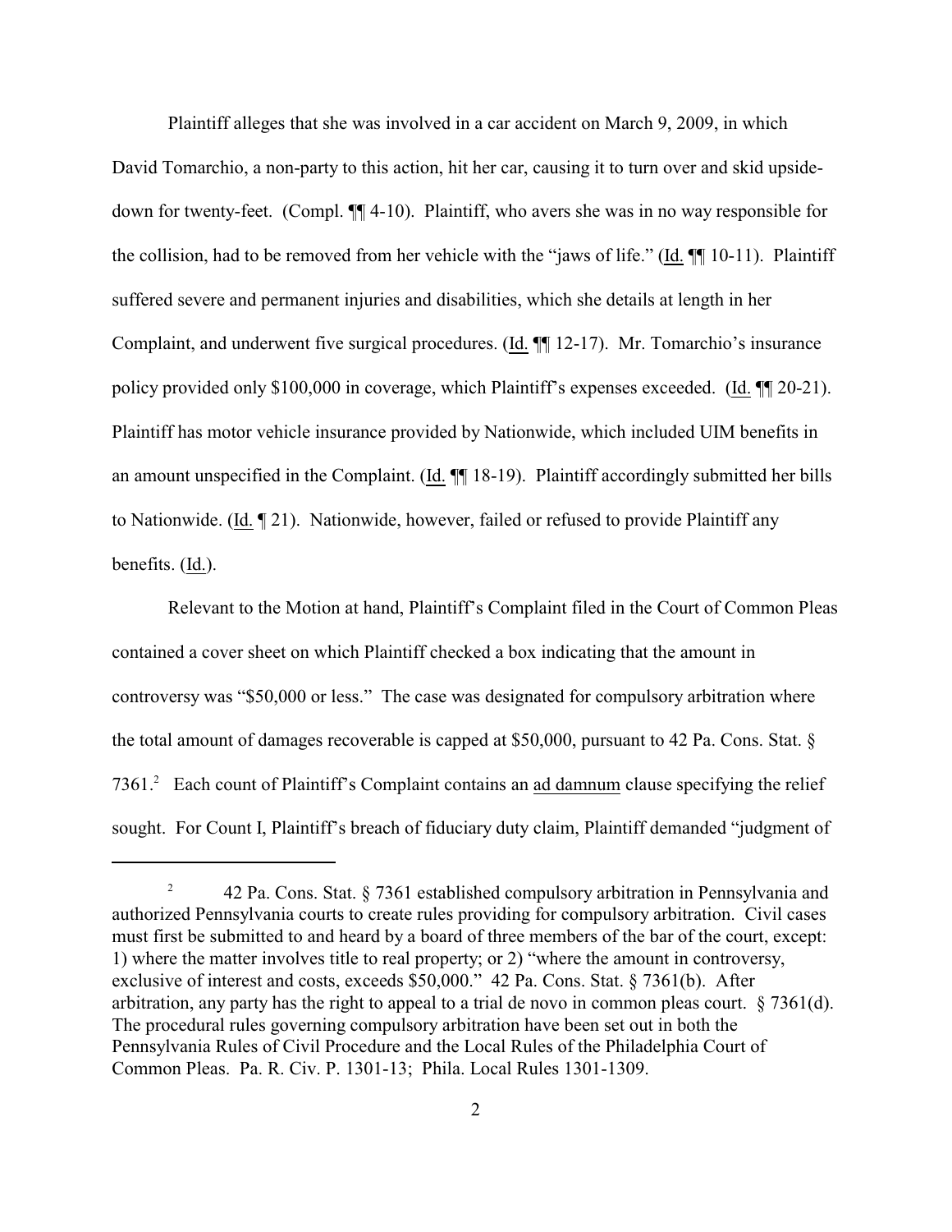Plaintiff alleges that she was involved in a car accident on March 9, 2009, in which David Tomarchio, a non-party to this action, hit her car, causing it to turn over and skid upside-down for twenty-feet. (Compl. ¶¶ 4-10). Plaintiff, who avers she was in no way responsible for the collision, had to be removed from her vehicle with the "jaws of life." (Id. ¶¶ 10-11). Plaintiff suffered severe and permanent injuries and disabilities, which she details at length in her Complaint, and underwent five surgical procedures. (Id. ¶¶ 12-17). Mr. Tomarchio's insurance policy provided only $100,000 in coverage, which Plaintiff's expenses exceeded. (Id. ¶¶ 20-21). Plaintiff has motor vehicle insurance provided by Nationwide, which included UIM benefits in an amount unspecified in the Complaint. (Id. ¶¶ 18-19). Plaintiff accordingly submitted her bills to Nationwide. (Id. ¶ 21). Nationwide, however, failed or refused to provide Plaintiff any benefits. (Id.).

Relevant to the Motion at hand, Plaintiff's Complaint filed in the Court of Common Pleas contained a cover sheet on which Plaintiff checked a box indicating that the amount in controversy was "$50,000 or less." The case was designated for compulsory arbitration where the total amount of damages recoverable is capped at $50,000, pursuant to 42 Pa. Cons. Stat. § 7361.[2] Each count of Plaintiff's Complaint contains an ad damnum clause specifying the relief sought. For Count I, Plaintiff's breach of fiduciary duty claim, Plaintiff demanded "judgment of

---

[2] 42 Pa. Cons. Stat. § 7361 established compulsory arbitration in Pennsylvania and authorized Pennsylvania courts to create rules providing for compulsory arbitration. Civil cases must first be submitted to and heard by a board of three members of the bar of the court, except: 1) where the matter involves title to real property; or 2) "where the amount in controversy, exclusive of interest and costs, exceeds $50,000." 42 Pa. Cons. Stat. § 7361(b). After arbitration, any party has the right to appeal to a trial de novo in common pleas court. § 7361(d). The procedural rules governing compulsory arbitration have been set out in both the Pennsylvania Rules of Civil Procedure and the Local Rules of the Philadelphia Court of Common Pleas. Pa. R. Civ. P. 1301-13; Phila. Local Rules 1301-1309.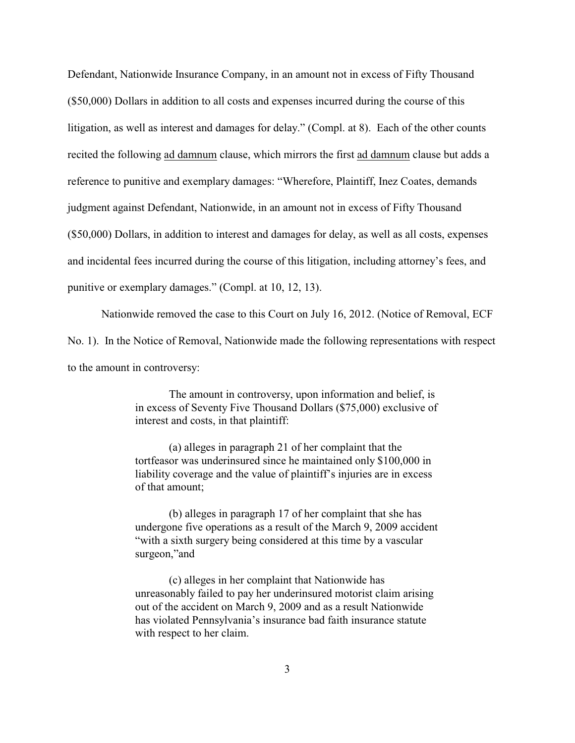Defendant, Nationwide Insurance Company, in an amount not in excess of Fifty Thousand ($50,000) Dollars in addition to all costs and expenses incurred during the course of this litigation, as well as interest and damages for delay." (Compl. at 8). Each of the other counts recited the following ad damnum clause, which mirrors the first ad damnum clause but adds a reference to punitive and exemplary damages: "Wherefore, Plaintiff, Inez Coates, demands judgment against Defendant, Nationwide, in an amount not in excess of Fifty Thousand ($50,000) Dollars, in addition to interest and damages for delay, as well as all costs, expenses and incidental fees incurred during the course of this litigation, including attorney's fees, and punitive or exemplary damages." (Compl. at 10, 12, 13).

Nationwide removed the case to this Court on July 16, 2012. (Notice of Removal, ECF No. 1). In the Notice of Removal, Nationwide made the following representations with respect to the amount in controversy:

> The amount in controversy, upon information and belief, is in excess of Seventy Five Thousand Dollars ($75,000) exclusive of interest and costs, in that plaintiff:
>
> (a) alleges in paragraph 21 of her complaint that the tortfeasor was underinsured since he maintained only $100,000 in liability coverage and the value of plaintiff's injuries are in excess of that amount;
>
> (b) alleges in paragraph 17 of her complaint that she has undergone five operations as a result of the March 9, 2009 accident "with a sixth surgery being considered at this time by a vascular surgeon,"and
>
> (c) alleges in her complaint that Nationwide has unreasonably failed to pay her underinsured motorist claim arising out of the accident on March 9, 2009 and as a result Nationwide has violated Pennsylvania's insurance bad faith insurance statute with respect to her claim.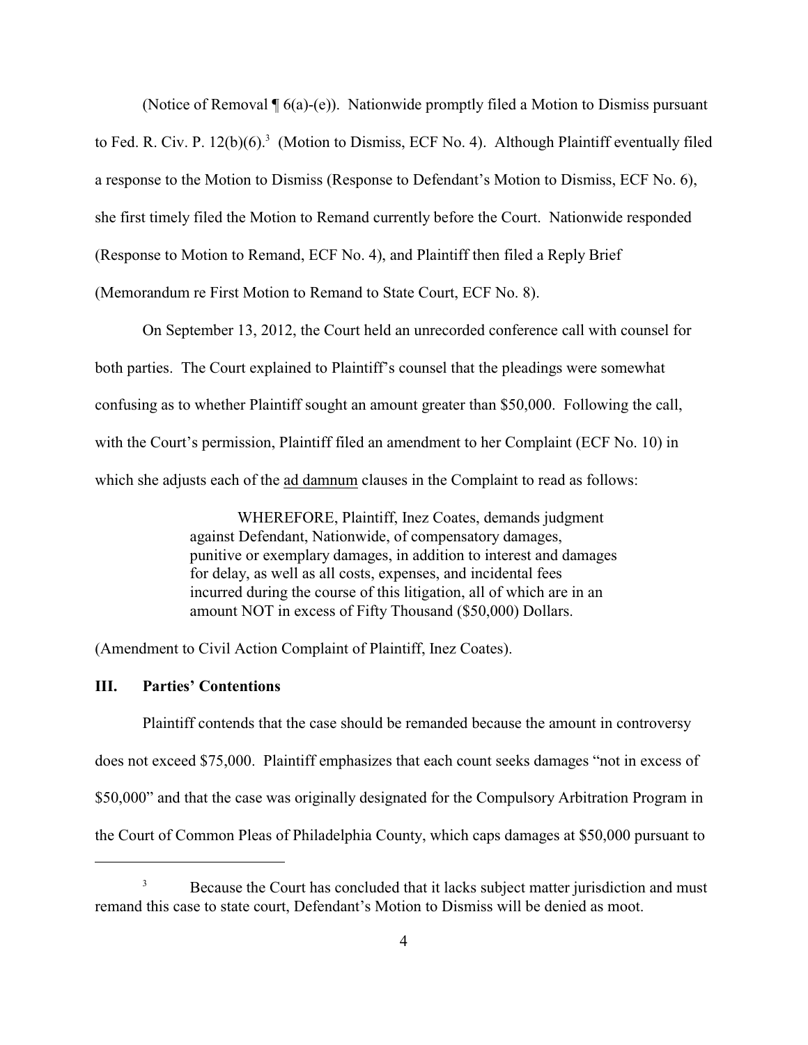(Notice of Removal ¶ 6(a)-(e)). Nationwide promptly filed a Motion to Dismiss pursuant to Fed. R. Civ. P. 12(b)(6).[3] (Motion to Dismiss, ECF No. 4). Although Plaintiff eventually filed a response to the Motion to Dismiss (Response to Defendant's Motion to Dismiss, ECF No. 6), she first timely filed the Motion to Remand currently before the Court. Nationwide responded (Response to Motion to Remand, ECF No. 4), and Plaintiff then filed a Reply Brief (Memorandum re First Motion to Remand to State Court, ECF No. 8).

On September 13, 2012, the Court held an unrecorded conference call with counsel for both parties. The Court explained to Plaintiff's counsel that the pleadings were somewhat confusing as to whether Plaintiff sought an amount greater than $50,000. Following the call, with the Court's permission, Plaintiff filed an amendment to her Complaint (ECF No. 10) in which she adjusts each of the ad damnum clauses in the Complaint to read as follows:

> WHEREFORE, Plaintiff, Inez Coates, demands judgment against Defendant, Nationwide, of compensatory damages, punitive or exemplary damages, in addition to interest and damages for delay, as well as all costs, expenses, and incidental fees incurred during the course of this litigation, all of which are in an amount NOT in excess of Fifty Thousand ($50,000) Dollars.

(Amendment to Civil Action Complaint of Plaintiff, Inez Coates).

## III. Parties' Contentions

Plaintiff contends that the case should be remanded because the amount in controversy does not exceed $75,000. Plaintiff emphasizes that each count seeks damages "not in excess of $50,000" and that the case was originally designated for the Compulsory Arbitration Program in the Court of Common Pleas of Philadelphia County, which caps damages at $50,000 pursuant to

---

[3] Because the Court has concluded that it lacks subject matter jurisdiction and must remand this case to state court, Defendant's Motion to Dismiss will be denied as moot.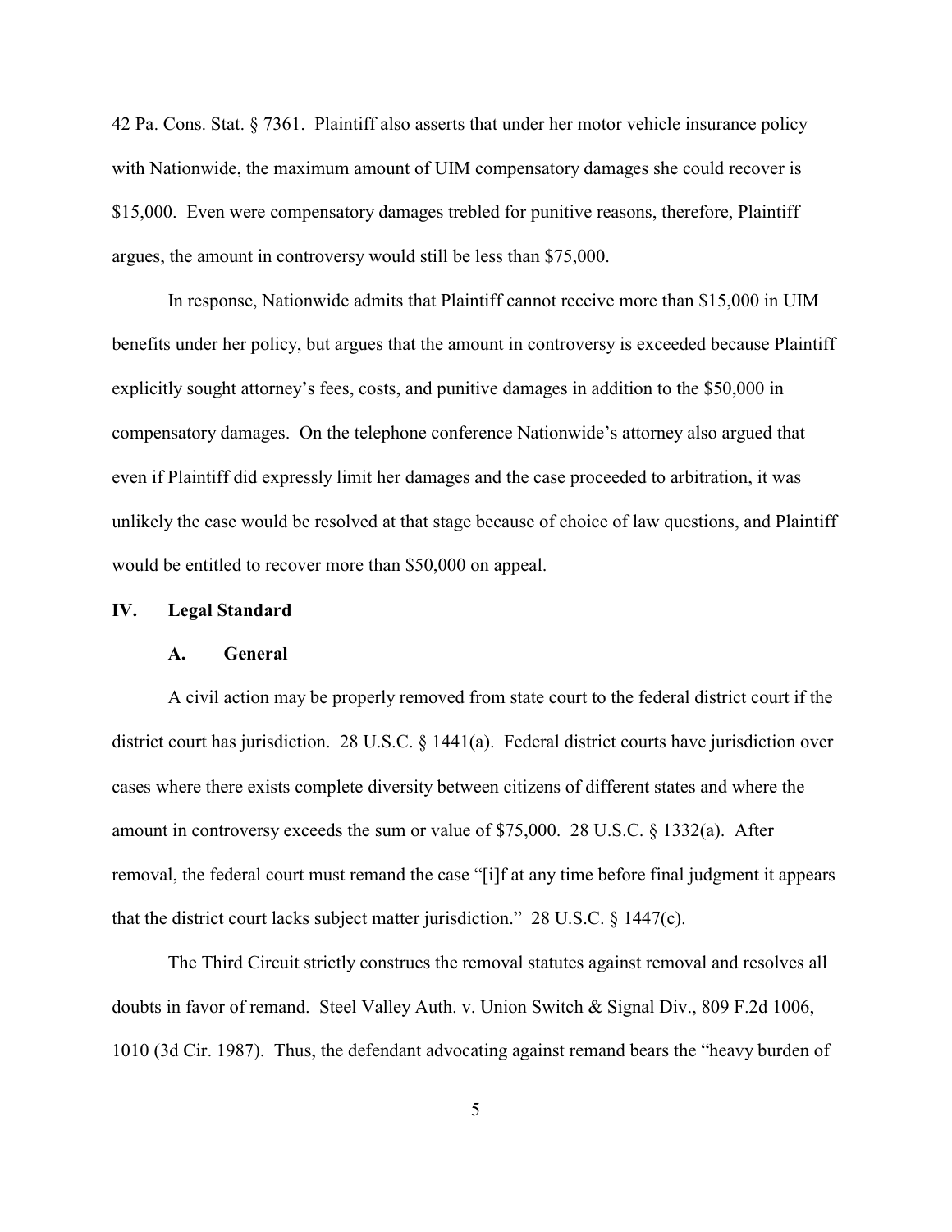42 Pa. Cons. Stat. § 7361. Plaintiff also asserts that under her motor vehicle insurance policy with Nationwide, the maximum amount of UIM compensatory damages she could recover is $15,000. Even were compensatory damages trebled for punitive reasons, therefore, Plaintiff argues, the amount in controversy would still be less than $75,000.

In response, Nationwide admits that Plaintiff cannot receive more than $15,000 in UIM benefits under her policy, but argues that the amount in controversy is exceeded because Plaintiff explicitly sought attorney's fees, costs, and punitive damages in addition to the $50,000 in compensatory damages. On the telephone conference Nationwide's attorney also argued that even if Plaintiff did expressly limit her damages and the case proceeded to arbitration, it was unlikely the case would be resolved at that stage because of choice of law questions, and Plaintiff would be entitled to recover more than $50,000 on appeal.

## IV. Legal Standard

### A. General

A civil action may be properly removed from state court to the federal district court if the district court has jurisdiction. 28 U.S.C. § 1441(a). Federal district courts have jurisdiction over cases where there exists complete diversity between citizens of different states and where the amount in controversy exceeds the sum or value of $75,000. 28 U.S.C. § 1332(a). After removal, the federal court must remand the case "[i]f at any time before final judgment it appears that the district court lacks subject matter jurisdiction." 28 U.S.C. § 1447(c).

The Third Circuit strictly construes the removal statutes against removal and resolves all doubts in favor of remand. Steel Valley Auth. v. Union Switch & Signal Div., 809 F.2d 1006, 1010 (3d Cir. 1987). Thus, the defendant advocating against remand bears the "heavy burden of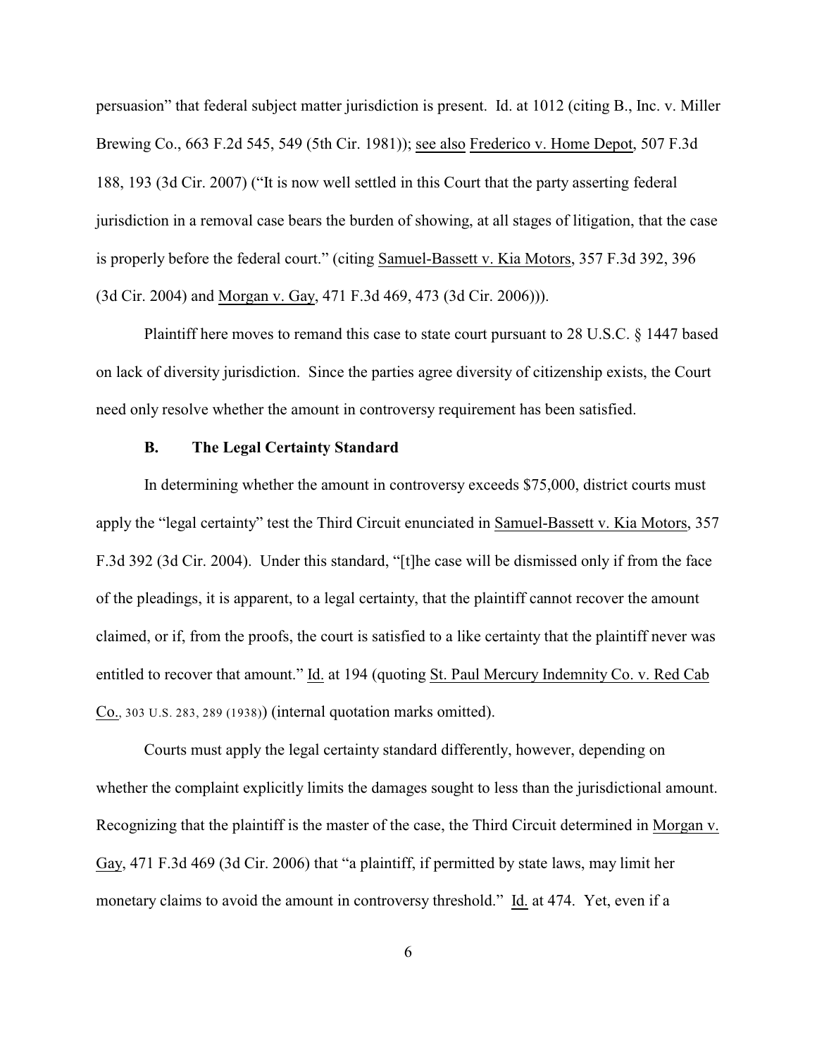persuasion" that federal subject matter jurisdiction is present. Id. at 1012 (citing B., Inc. v. Miller Brewing Co., 663 F.2d 545, 549 (5th Cir. 1981)); see also Frederico v. Home Depot, 507 F.3d 188, 193 (3d Cir. 2007) ("It is now well settled in this Court that the party asserting federal jurisdiction in a removal case bears the burden of showing, at all stages of litigation, that the case is properly before the federal court." (citing Samuel-Bassett v. Kia Motors, 357 F.3d 392, 396 (3d Cir. 2004) and Morgan v. Gay, 471 F.3d 469, 473 (3d Cir. 2006))).

Plaintiff here moves to remand this case to state court pursuant to 28 U.S.C. § 1447 based on lack of diversity jurisdiction. Since the parties agree diversity of citizenship exists, the Court need only resolve whether the amount in controversy requirement has been satisfied.

### B. The Legal Certainty Standard

In determining whether the amount in controversy exceeds $75,000, district courts must apply the "legal certainty" test the Third Circuit enunciated in Samuel-Bassett v. Kia Motors, 357 F.3d 392 (3d Cir. 2004). Under this standard, "[t]he case will be dismissed only if from the face of the pleadings, it is apparent, to a legal certainty, that the plaintiff cannot recover the amount claimed, or if, from the proofs, the court is satisfied to a like certainty that the plaintiff never was entitled to recover that amount." Id. at 194 (quoting St. Paul Mercury Indemnity Co. v. Red Cab Co., 303 U.S. 283, 289 (1938)) (internal quotation marks omitted).

Courts must apply the legal certainty standard differently, however, depending on whether the complaint explicitly limits the damages sought to less than the jurisdictional amount. Recognizing that the plaintiff is the master of the case, the Third Circuit determined in Morgan v. Gay, 471 F.3d 469 (3d Cir. 2006) that "a plaintiff, if permitted by state laws, may limit her monetary claims to avoid the amount in controversy threshold." Id. at 474. Yet, even if a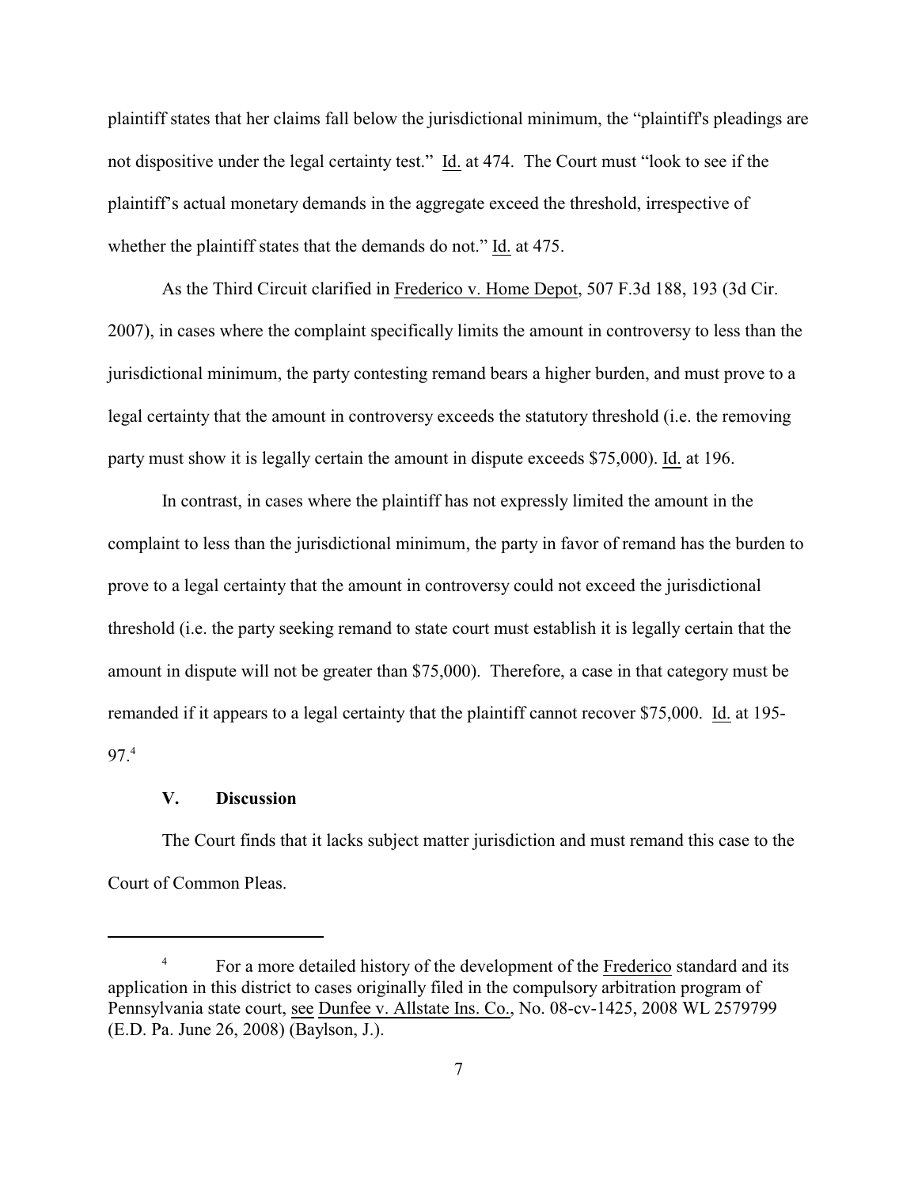plaintiff states that her claims fall below the jurisdictional minimum, the "plaintiff's pleadings are not dispositive under the legal certainty test." Id. at 474. The Court must "look to see if the plaintiff's actual monetary demands in the aggregate exceed the threshold, irrespective of whether the plaintiff states that the demands do not." Id. at 475.

As the Third Circuit clarified in Frederico v. Home Depot, 507 F.3d 188, 193 (3d Cir. 2007), in cases where the complaint specifically limits the amount in controversy to less than the jurisdictional minimum, the party contesting remand bears a higher burden, and must prove to a legal certainty that the amount in controversy exceeds the statutory threshold (i.e. the removing party must show it is legally certain the amount in dispute exceeds $75,000). Id. at 196.

In contrast, in cases where the plaintiff has not expressly limited the amount in the complaint to less than the jurisdictional minimum, the party in favor of remand has the burden to prove to a legal certainty that the amount in controversy could not exceed the jurisdictional threshold (i.e. the party seeking remand to state court must establish it is legally certain that the amount in dispute will not be greater than $75,000). Therefore, a case in that category must be remanded if it appears to a legal certainty that the plaintiff cannot recover $75,000. Id. at 195-97.[4]

## V. Discussion

The Court finds that it lacks subject matter jurisdiction and must remand this case to the Court of Common Pleas.

---

[4] For a more detailed history of the development of the Frederico standard and its application in this district to cases originally filed in the compulsory arbitration program of Pennsylvania state court, see Dunfee v. Allstate Ins. Co., No. 08-cv-1425, 2008 WL 2579799 (E.D. Pa. June 26, 2008) (Baylson, J.).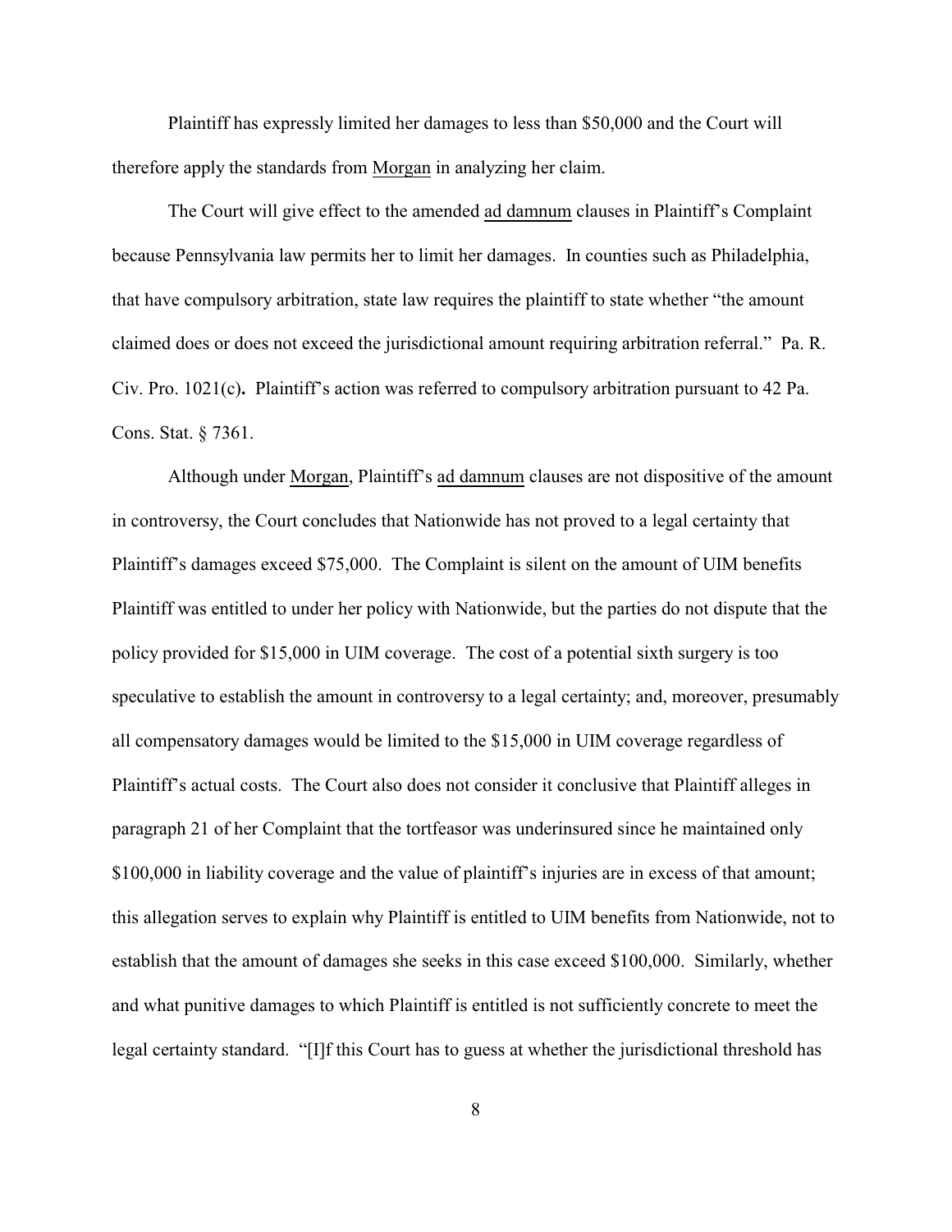Plaintiff has expressly limited her damages to less than $50,000 and the Court will therefore apply the standards from Morgan in analyzing her claim.

The Court will give effect to the amended *ad damnum* clauses in Plaintiff's Complaint because Pennsylvania law permits her to limit her damages. In counties such as Philadelphia, that have compulsory arbitration, state law requires the plaintiff to state whether "the amount claimed does or does not exceed the jurisdictional amount requiring arbitration referral." Pa. R. Civ. Pro. 1021(c). Plaintiff's action was referred to compulsory arbitration pursuant to 42 Pa. Cons. Stat. § 7361.

Although under Morgan, Plaintiff's *ad damnum* clauses are not dispositive of the amount in controversy, the Court concludes that Nationwide has not proved to a legal certainty that Plaintiff's damages exceed $75,000. The Complaint is silent on the amount of UIM benefits Plaintiff was entitled to under her policy with Nationwide, but the parties do not dispute that the policy provided for $15,000 in UIM coverage. The cost of a potential sixth surgery is too speculative to establish the amount in controversy to a legal certainty; and, moreover, presumably all compensatory damages would be limited to the $15,000 in UIM coverage regardless of Plaintiff's actual costs. The Court also does not consider it conclusive that Plaintiff alleges in paragraph 21 of her Complaint that the tortfeasor was underinsured since he maintained only $100,000 in liability coverage and the value of plaintiff's injuries are in excess of that amount; this allegation serves to explain why Plaintiff is entitled to UIM benefits from Nationwide, not to establish that the amount of damages she seeks in this case exceed $100,000. Similarly, whether and what punitive damages to which Plaintiff is entitled is not sufficiently concrete to meet the legal certainty standard. "[I]f this Court has to guess at whether the jurisdictional threshold has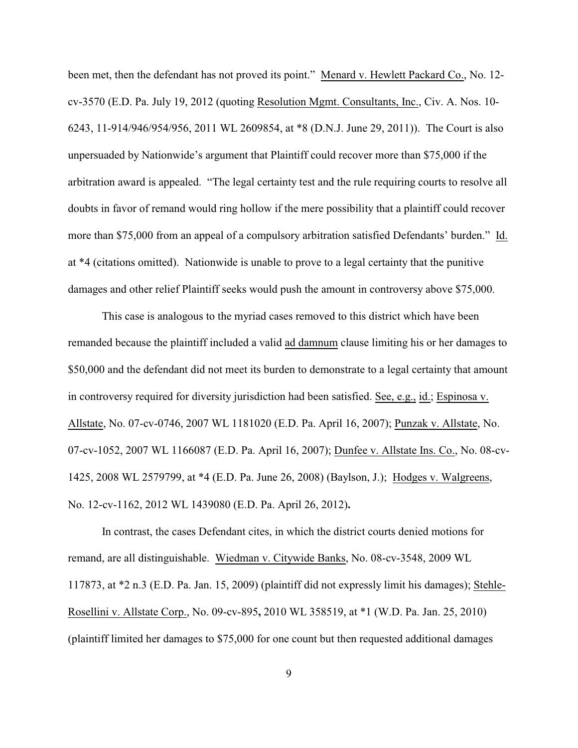been met, then the defendant has not proved its point." Menard v. Hewlett Packard Co., No. 12-cv-3570 (E.D. Pa. July 19, 2012 (quoting Resolution Mgmt. Consultants, Inc., Civ. A. Nos. 10-6243, 11-914/946/954/956, 2011 WL 2609854, at *8 (D.N.J. June 29, 2011)). The Court is also unpersuaded by Nationwide's argument that Plaintiff could recover more than $75,000 if the arbitration award is appealed. "The legal certainty test and the rule requiring courts to resolve all doubts in favor of remand would ring hollow if the mere possibility that a plaintiff could recover more than $75,000 from an appeal of a compulsory arbitration satisfied Defendants' burden." Id. at *4 (citations omitted). Nationwide is unable to prove to a legal certainty that the punitive damages and other relief Plaintiff seeks would push the amount in controversy above $75,000.

This case is analogous to the myriad cases removed to this district which have been remanded because the plaintiff included a valid ad damnum clause limiting his or her damages to $50,000 and the defendant did not meet its burden to demonstrate to a legal certainty that amount in controversy required for diversity jurisdiction had been satisfied. See, e.g., id.; Espinosa v. Allstate, No. 07-cv-0746, 2007 WL 1181020 (E.D. Pa. April 16, 2007); Punzak v. Allstate, No. 07-cv-1052, 2007 WL 1166087 (E.D. Pa. April 16, 2007); Dunfee v. Allstate Ins. Co., No. 08-cv-1425, 2008 WL 2579799, at *4 (E.D. Pa. June 26, 2008) (Baylson, J.); Hodges v. Walgreens, No. 12-cv-1162, 2012 WL 1439080 (E.D. Pa. April 26, 2012).

In contrast, the cases Defendant cites, in which the district courts denied motions for remand, are all distinguishable. Wiedman v. Citywide Banks, No. 08-cv-3548, 2009 WL 117873, at *2 n.3 (E.D. Pa. Jan. 15, 2009) (plaintiff did not expressly limit his damages); Stehle-Rosellini v. Allstate Corp., No. 09-cv-895, 2010 WL 358519, at *1 (W.D. Pa. Jan. 25, 2010) (plaintiff limited her damages to $75,000 for one count but then requested additional damages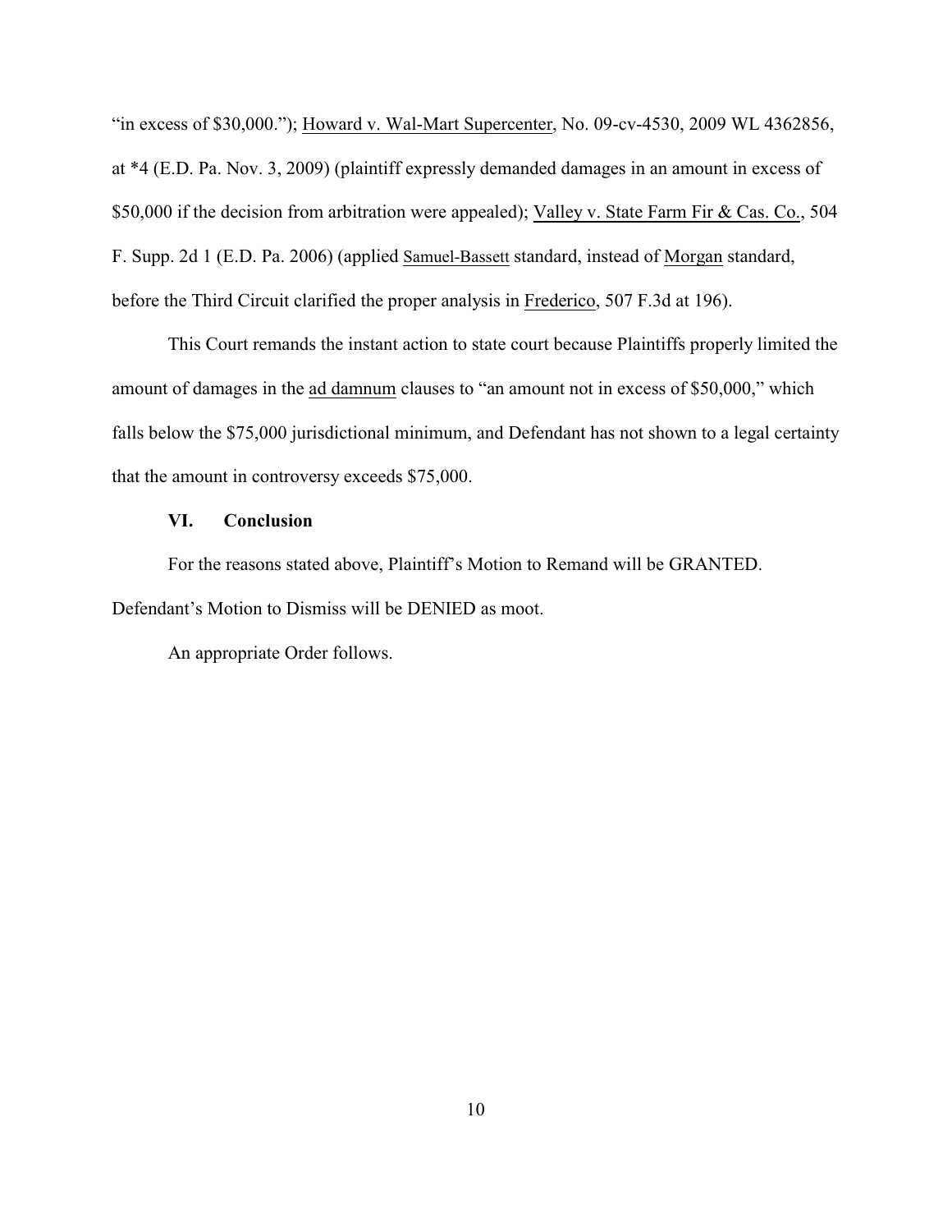"in excess of $30,000."); Howard v. Wal-Mart Supercenter, No. 09-cv-4530, 2009 WL 4362856, at *4 (E.D. Pa. Nov. 3, 2009) (plaintiff expressly demanded damages in an amount in excess of $50,000 if the decision from arbitration were appealed); Valley v. State Farm Fir & Cas. Co., 504 F. Supp. 2d 1 (E.D. Pa. 2006) (applied Samuel-Bassett standard, instead of Morgan standard, before the Third Circuit clarified the proper analysis in Frederico, 507 F.3d at 196).

This Court remands the instant action to state court because Plaintiffs properly limited the amount of damages in the ad damnum clauses to "an amount not in excess of $50,000," which falls below the $75,000 jurisdictional minimum, and Defendant has not shown to a legal certainty that the amount in controversy exceeds $75,000.

## VI. Conclusion

For the reasons stated above, Plaintiff's Motion to Remand will be GRANTED. Defendant's Motion to Dismiss will be DENIED as moot.

An appropriate Order follows.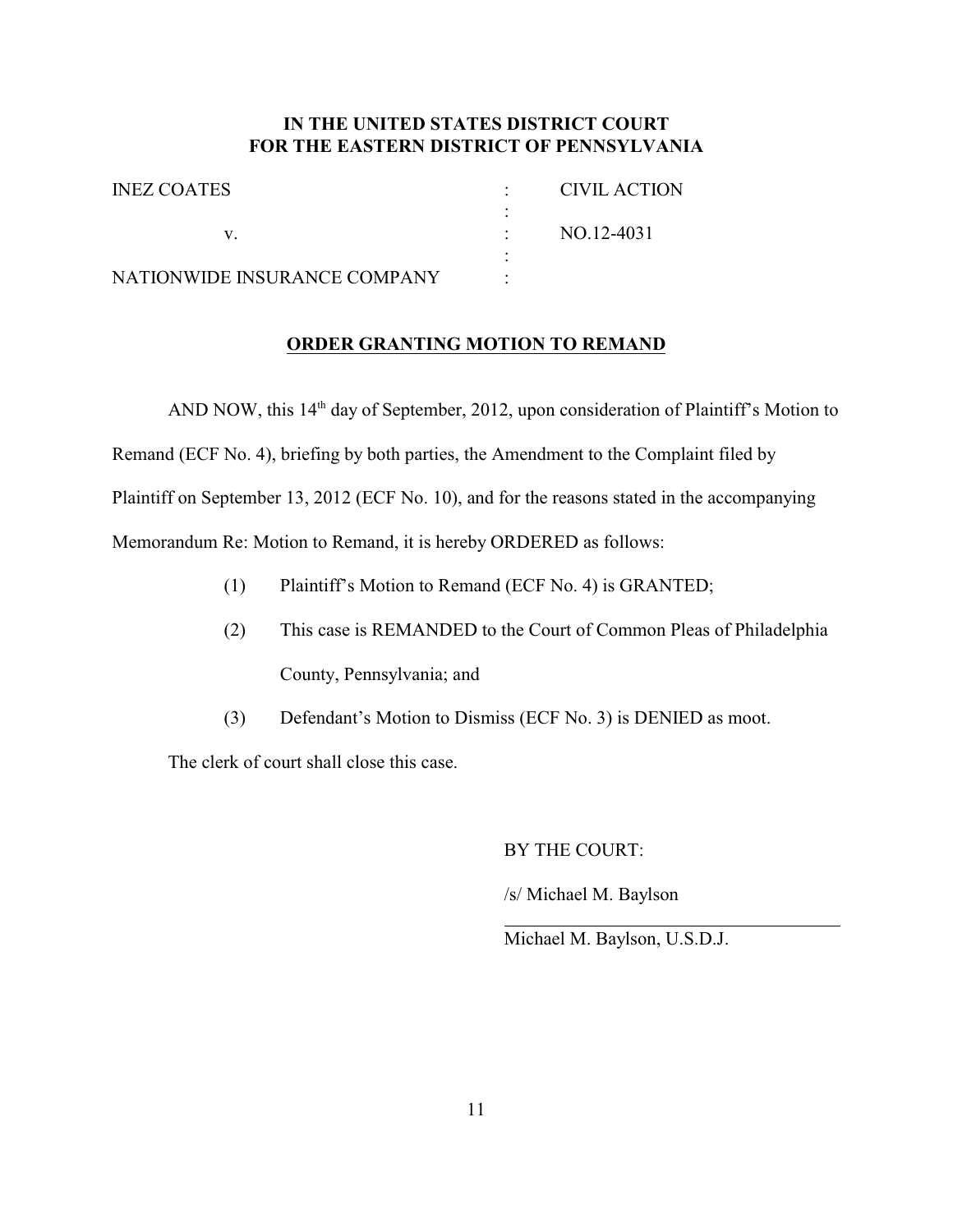**IN THE UNITED STATES DISTRICT COURT**
**FOR THE EASTERN DISTRICT OF PENNSYLVANIA**

| | | |
|---|---|---|
| INEZ COATES | : | CIVIL ACTION |
| | : | |
| v. | : | NO.12-4031 |
| | : | |
| NATIONWIDE INSURANCE COMPANY | : | |

**ORDER GRANTING MOTION TO REMAND**

AND NOW, this 14th day of September, 2012, upon consideration of Plaintiff's Motion to Remand (ECF No. 4), briefing by both parties, the Amendment to the Complaint filed by Plaintiff on September 13, 2012 (ECF No. 10), and for the reasons stated in the accompanying Memorandum Re: Motion to Remand, it is hereby ORDERED as follows:

(1) Plaintiff's Motion to Remand (ECF No. 4) is GRANTED;

(2) This case is REMANDED to the Court of Common Pleas of Philadelphia County, Pennsylvania; and

(3) Defendant's Motion to Dismiss (ECF No. 3) is DENIED as moot.

The clerk of court shall close this case.

BY THE COURT:

/s/ Michael M. Baylson

Michael M. Baylson, U.S.D.J.